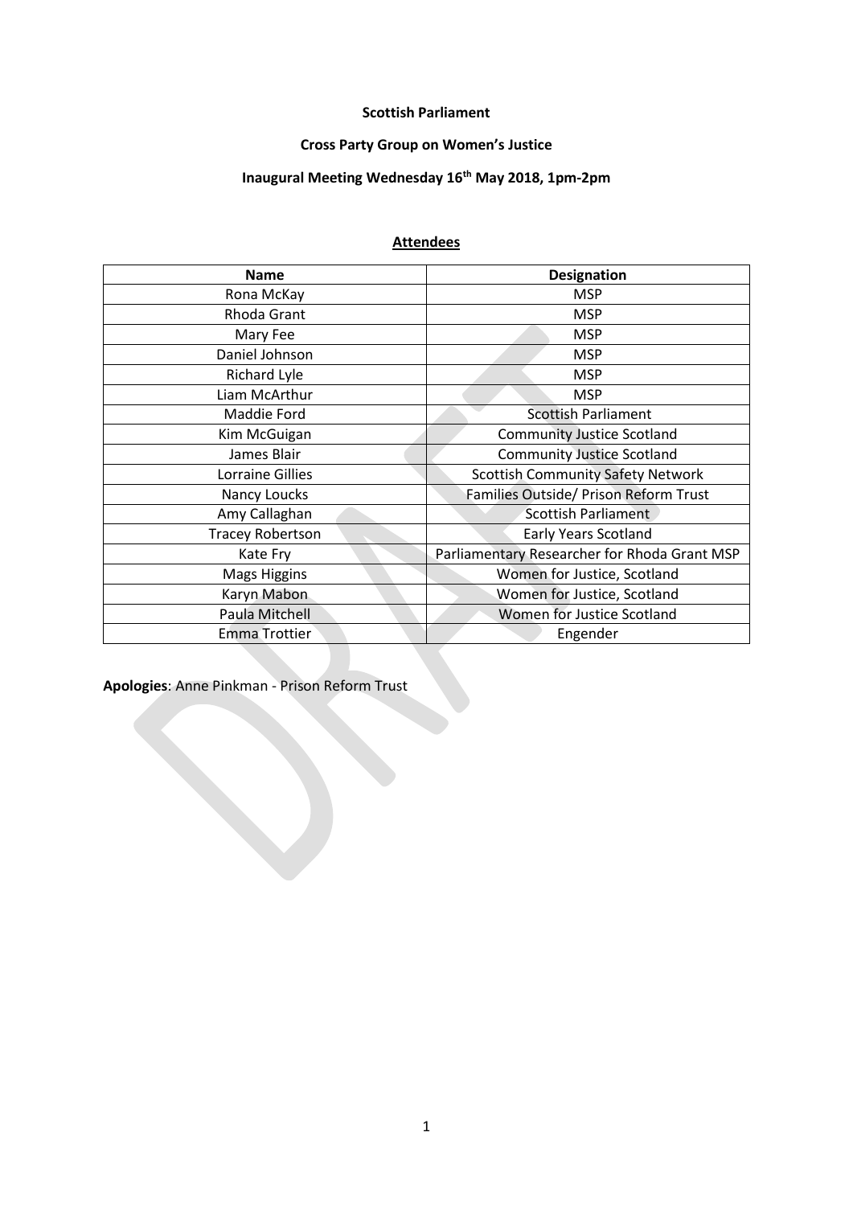**Scottish Parliament**

**Cross Party Group on Women's Justice**

**Inaugural Meeting Wednesday 16th May 2018, 1pm-2pm**

**Attendees**

| Name | Designation |
|---|---|
| Rona McKay | MSP |
| Rhoda Grant | MSP |
| Mary Fee | MSP |
| Daniel Johnson | MSP |
| Richard Lyle | MSP |
| Liam McArthur | MSP |
| Maddie Ford | Scottish Parliament |
| Kim McGuigan | Community Justice Scotland |
| James Blair | Community Justice Scotland |
| Lorraine Gillies | Scottish Community Safety Network |
| Nancy Loucks | Families Outside/ Prison Reform Trust |
| Amy Callaghan | Scottish Parliament |
| Tracey Robertson | Early Years Scotland |
| Kate Fry | Parliamentary Researcher for Rhoda Grant MSP |
| Mags Higgins | Women for Justice, Scotland |
| Karyn Mabon | Women for Justice, Scotland |
| Paula Mitchell | Women for Justice Scotland |
| Emma Trottier | Engender |

**Apologies**: Anne Pinkman - Prison Reform Trust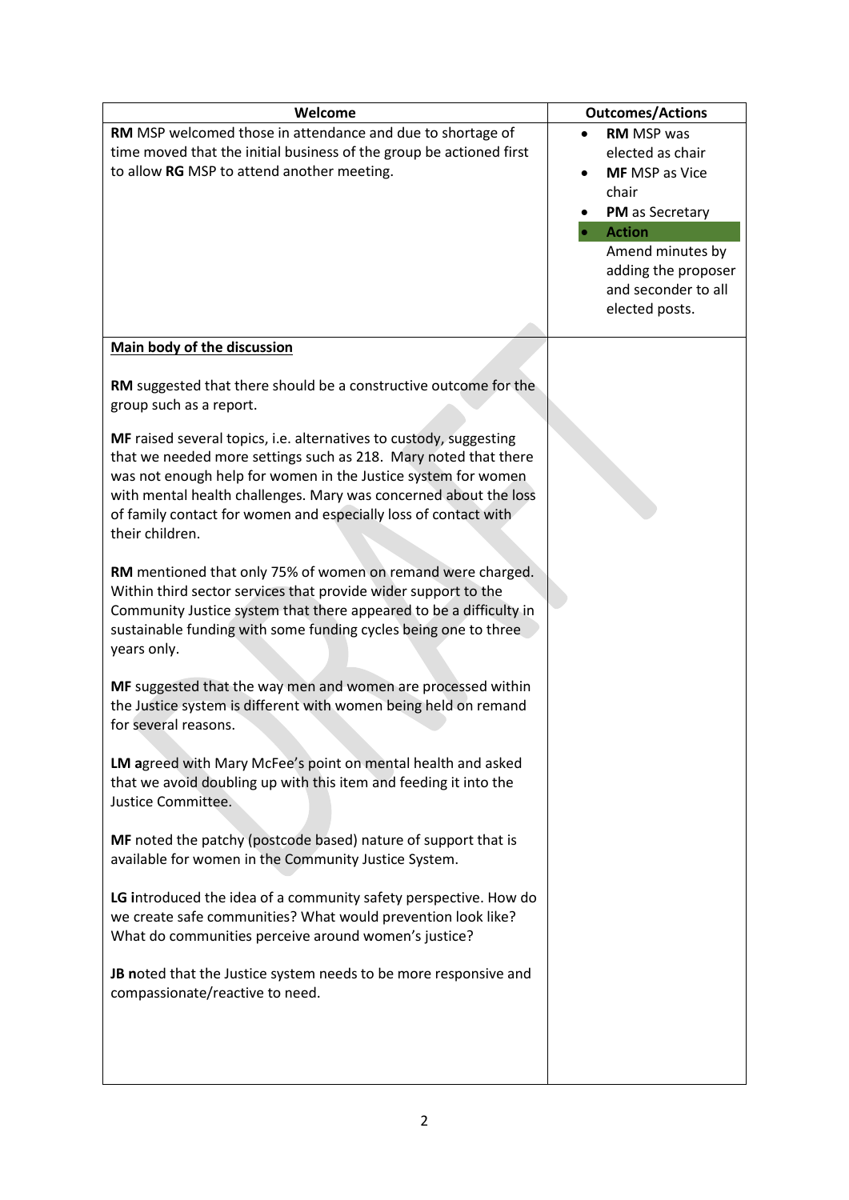| Welcome | Outcomes/Actions |
|---|---|
| **RM** MSP welcomed those in attendance and due to shortage of time moved that the initial business of the group be actioned first to allow **RG** MSP to attend another meeting. | • **RM** MSP was elected as chair<br>• **MF** MSP as Vice chair<br>• **PM** as Secretary<br>• **Action** Amend minutes by adding the proposer and seconder to all elected posts. |
| **Main body of the discussion**<br><br>**RM** suggested that there should be a constructive outcome for the group such as a report.<br><br>**MF** raised several topics, i.e. alternatives to custody, suggesting that we needed more settings such as 218. Mary noted that there was not enough help for women in the Justice system for women with mental health challenges. Mary was concerned about the loss of family contact for women and especially loss of contact with their children.<br><br>**RM** mentioned that only 75% of women on remand were charged. Within third sector services that provide wider support to the Community Justice system that there appeared to be a difficulty in sustainable funding with some funding cycles being one to three years only.<br><br>**MF** suggested that the way men and women are processed within the Justice system is different with women being held on remand for several reasons.<br><br>**LM a**greed with Mary McFee's point on mental health and asked that we avoid doubling up with this item and feeding it into the Justice Committee.<br><br>**MF** noted the patchy (postcode based) nature of support that is available for women in the Community Justice System.<br><br>**LG i**ntroduced the idea of a community safety perspective. How do we create safe communities? What would prevention look like? What do communities perceive around women's justice?<br><br>**JB n**oted that the Justice system needs to be more responsive and compassionate/reactive to need. | |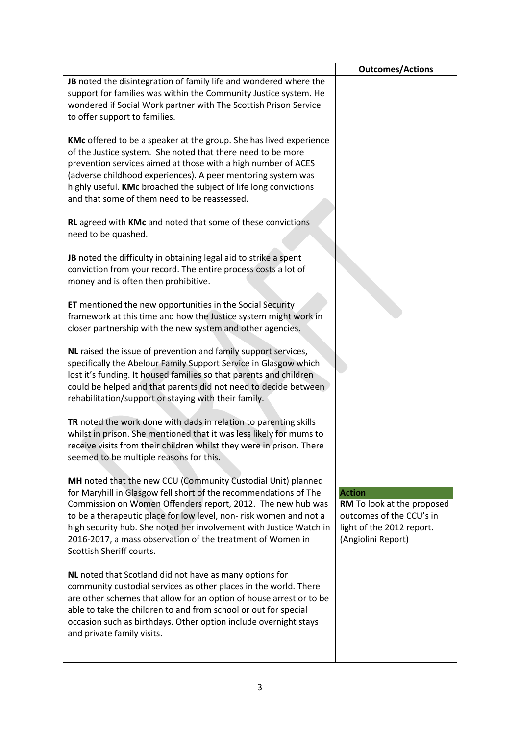| | Outcomes/Actions |
|---|---|
| **JB** noted the disintegration of family life and wondered where the support for families was within the Community Justice system. He wondered if Social Work partner with The Scottish Prison Service to offer support to families.<br><br>**KMc** offered to be a speaker at the group. She has lived experience of the Justice system. She noted that there need to be more prevention services aimed at those with a high number of ACES (adverse childhood experiences). A peer mentoring system was highly useful. **KMc** broached the subject of life long convictions and that some of them need to be reassessed.<br><br>**RL** agreed with **KMc** and noted that some of these convictions need to be quashed.<br><br>**JB** noted the difficulty in obtaining legal aid to strike a spent conviction from your record. The entire process costs a lot of money and is often then prohibitive.<br><br>**ET** mentioned the new opportunities in the Social Security framework at this time and how the Justice system might work in closer partnership with the new system and other agencies.<br><br>**NL** raised the issue of prevention and family support services, specifically the Abelour Family Support Service in Glasgow which lost it's funding. It housed families so that parents and children could be helped and that parents did not need to decide between rehabilitation/support or staying with their family.<br><br>**TR** noted the work done with dads in relation to parenting skills whilst in prison. She mentioned that it was less likely for mums to receive visits from their children whilst they were in prison. There seemed to be multiple reasons for this. | |
| **MH** noted that the new CCU (Community Custodial Unit) planned for Maryhill in Glasgow fell short of the recommendations of The Commission on Women Offenders report, 2012. The new hub was to be a therapeutic place for low level, non- risk women and not a high security hub. She noted her involvement with Justice Watch in 2016-2017, a mass observation of the treatment of Women in Scottish Sheriff courts. | **Action**<br>**RM** To look at the proposed outcomes of the CCU's in light of the 2012 report. (Angiolini Report) |
| **NL** noted that Scotland did not have as many options for community custodial services as other places in the world. There are other schemes that allow for an option of house arrest or to be able to take the children to and from school or out for special occasion such as birthdays. Other option include overnight stays and private family visits. | |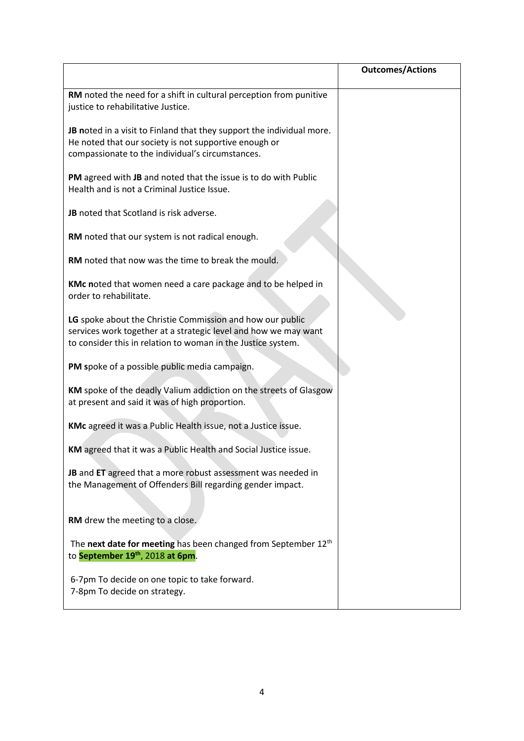| | Outcomes/Actions |
|---|---|
| **RM** noted the need for a shift in cultural perception from punitive justice to rehabilitative Justice.<br><br>**JB n**oted in a visit to Finland that they support the individual more. He noted that our society is not supportive enough or compassionate to the individual's circumstances.<br><br>**PM** agreed with **JB** and noted that the issue is to do with Public Health and is not a Criminal Justice Issue.<br><br>**JB** noted that Scotland is risk adverse.<br><br>**RM** noted that our system is not radical enough.<br><br>**RM** noted that now was the time to break the mould.<br><br>**KMc n**oted that women need a care package and to be helped in order to rehabilitate.<br><br>**LG** spoke about the Christie Commission and how our public services work together at a strategic level and how we may want to consider this in relation to woman in the Justice system.<br><br>**PM s**poke of a possible public media campaign.<br><br>**KM** spoke of the deadly Valium addiction on the streets of Glasgow at present and said it was of high proportion.<br><br>**KMc** agreed it was a Public Health issue, not a Justice issue.<br><br>**KM** agreed that it was a Public Health and Social Justice issue.<br><br>**JB** and **ET** agreed that a more robust assessment was needed in the Management of Offenders Bill regarding gender impact.<br><br>**RM** drew the meeting to a close.<br><br>The **next date for meeting** has been changed from September 12th to **September 19th**, 2018 **at 6pm**.<br><br>6-7pm To decide on one topic to take forward.<br>7-8pm To decide on strategy. | |